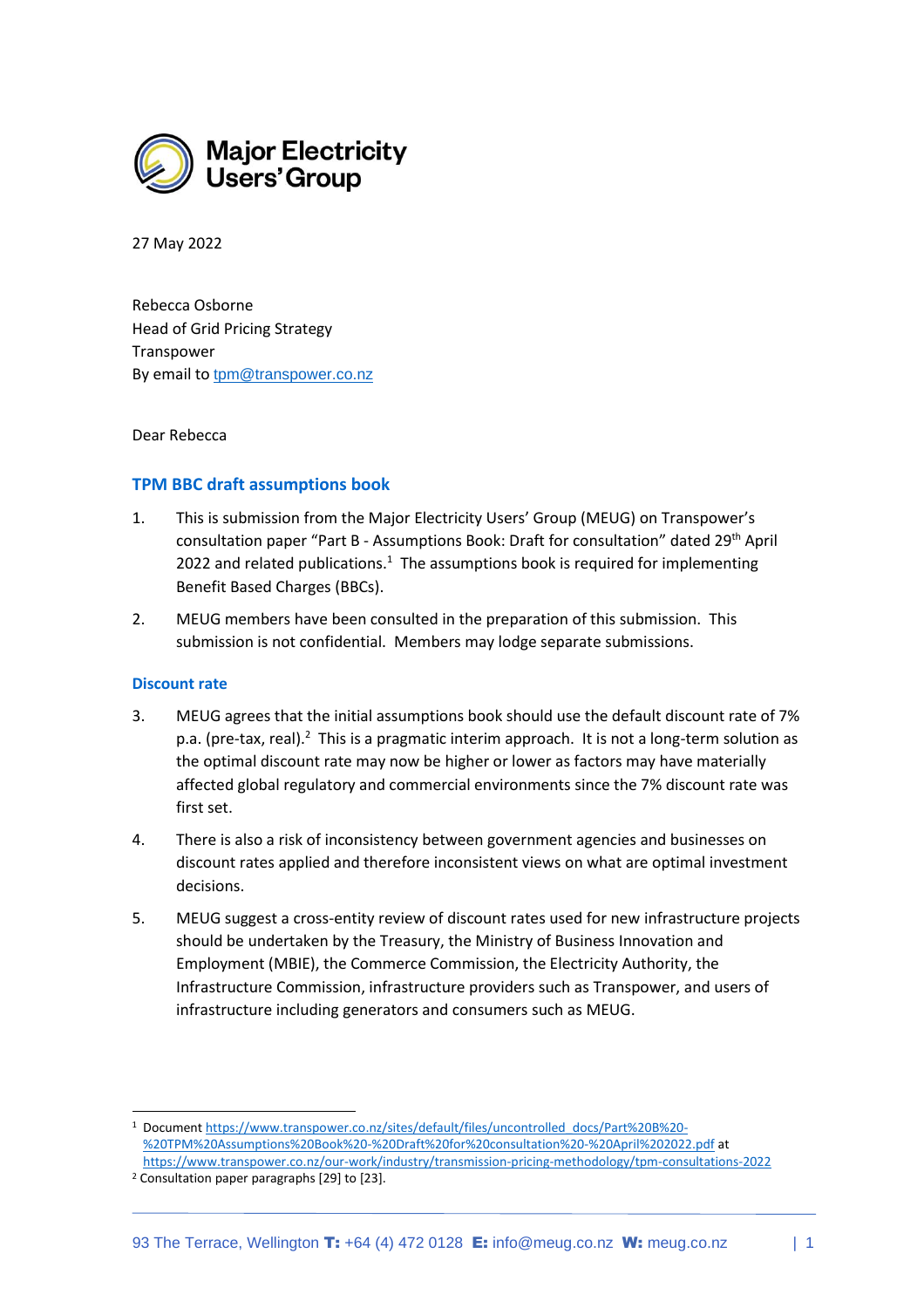Major Electricity Users' Group

27 May 2022

Rebecca Osborne
Head of Grid Pricing Strategy
Transpower
By email to tpm@transpower.co.nz

Dear Rebecca

## TPM BBC draft assumptions book

1. This is submission from the Major Electricity Users' Group (MEUG) on Transpower's consultation paper "Part B - Assumptions Book: Draft for consultation" dated 29th April 2022 and related publications.[1] The assumptions book is required for implementing Benefit Based Charges (BBCs).

2. MEUG members have been consulted in the preparation of this submission. This submission is not confidential. Members may lodge separate submissions.

### Discount rate

3. MEUG agrees that the initial assumptions book should use the default discount rate of 7% p.a. (pre-tax, real).[2] This is a pragmatic interim approach. It is not a long-term solution as the optimal discount rate may now be higher or lower as factors may have materially affected global regulatory and commercial environments since the 7% discount rate was first set.

4. There is also a risk of inconsistency between government agencies and businesses on discount rates applied and therefore inconsistent views on what are optimal investment decisions.

5. MEUG suggest a cross-entity review of discount rates used for new infrastructure projects should be undertaken by the Treasury, the Ministry of Business Innovation and Employment (MBIE), the Commerce Commission, the Electricity Authority, the Infrastructure Commission, infrastructure providers such as Transpower, and users of infrastructure including generators and consumers such as MEUG.

---

[1] Document https://www.transpower.co.nz/sites/default/files/uncontrolled_docs/Part%20B%20-%20TPM%20Assumptions%20Book%20-%20Draft%20for%20consultation%20-%20April%202022.pdf at https://www.transpower.co.nz/our-work/industry/transmission-pricing-methodology/tpm-consultations-2022

[2] Consultation paper paragraphs [29] to [23].

93 The Terrace, Wellington **T:** +64 (4) 472 0128 **E:** info@meug.co.nz **W:** meug.co.nz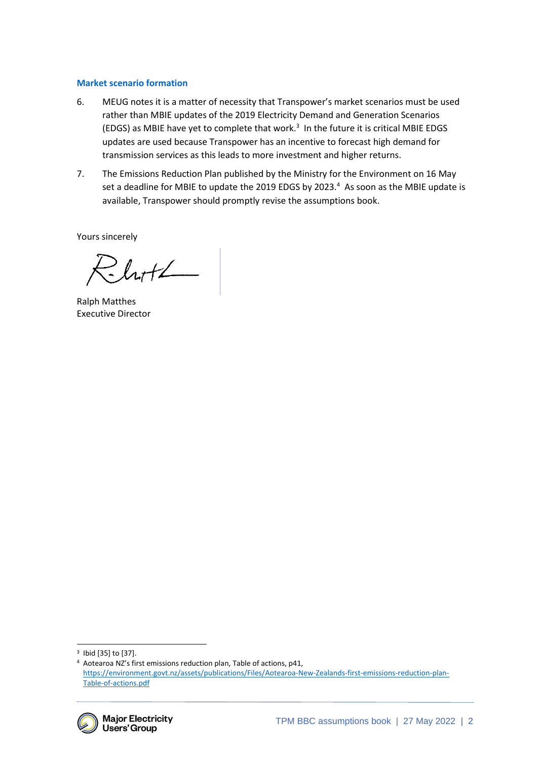### Market scenario formation

6. MEUG notes it is a matter of necessity that Transpower's market scenarios must be used rather than MBIE updates of the 2019 Electricity Demand and Generation Scenarios (EDGS) as MBIE have yet to complete that work.[3] In the future it is critical MBIE EDGS updates are used because Transpower has an incentive to forecast high demand for transmission services as this leads to more investment and higher returns.

7. The Emissions Reduction Plan published by the Ministry for the Environment on 16 May set a deadline for MBIE to update the 2019 EDGS by 2023.[4] As soon as the MBIE update is available, Transpower should promptly revise the assumptions book.

Yours sincerely

Ralph Matthes
Executive Director

---

[3] Ibid [35] to [37].

[4] Aotearoa NZ's first emissions reduction plan, Table of actions, p41, https://environment.govt.nz/assets/publications/Files/Aotearoa-New-Zealands-first-emissions-reduction-plan-Table-of-actions.pdf